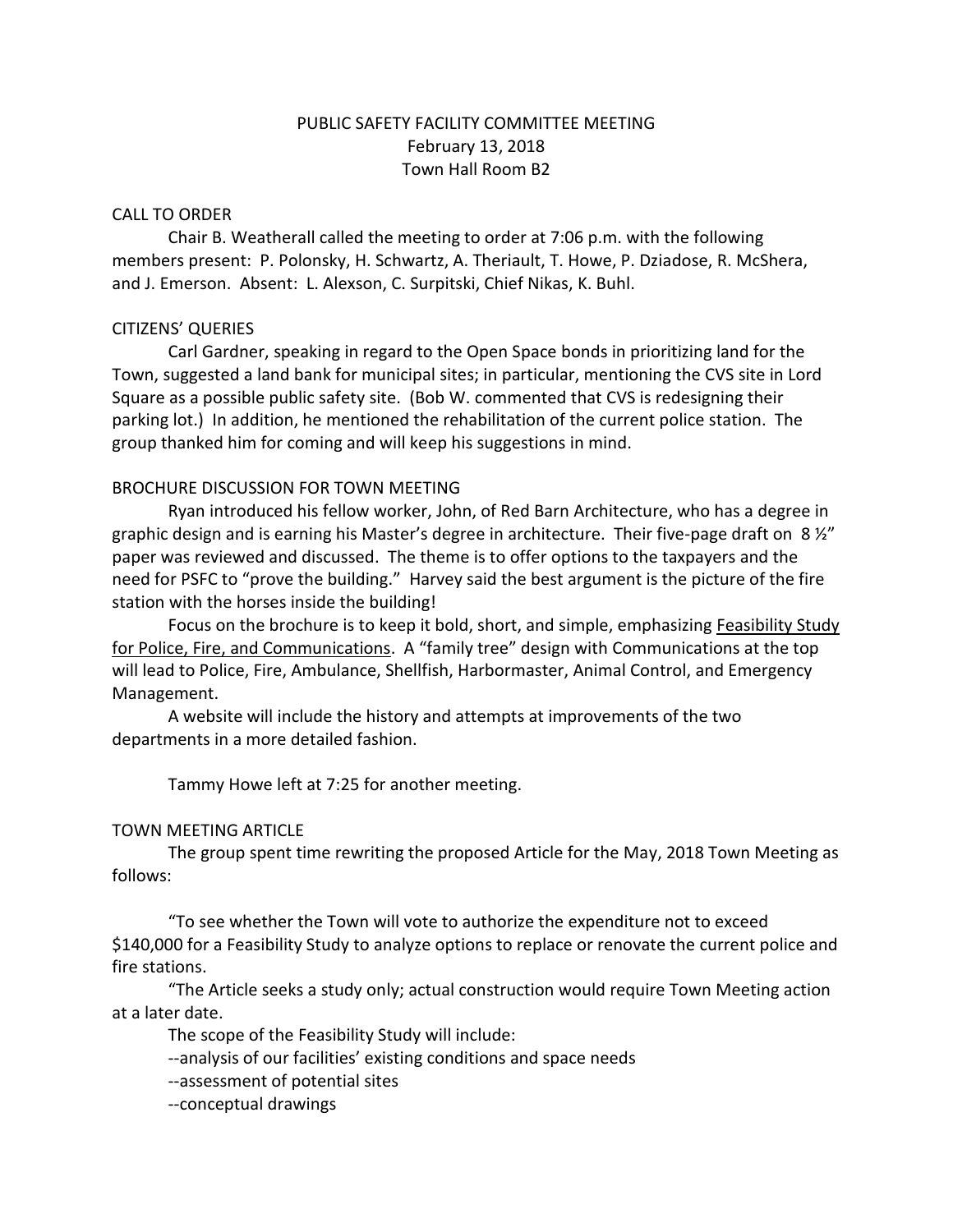PUBLIC SAFETY FACILITY COMMITTEE MEETING
February 13, 2018
Town Hall Room B2

CALL TO ORDER

Chair B. Weatherall called the meeting to order at 7:06 p.m. with the following members present: P. Polonsky, H. Schwartz, A. Theriault, T. Howe, P. Dziadose, R. McShera, and J. Emerson. Absent: L. Alexson, C. Surpitski, Chief Nikas, K. Buhl.

CITIZENS' QUERIES

Carl Gardner, speaking in regard to the Open Space bonds in prioritizing land for the Town, suggested a land bank for municipal sites; in particular, mentioning the CVS site in Lord Square as a possible public safety site. (Bob W. commented that CVS is redesigning their parking lot.) In addition, he mentioned the rehabilitation of the current police station. The group thanked him for coming and will keep his suggestions in mind.

BROCHURE DISCUSSION FOR TOWN MEETING

Ryan introduced his fellow worker, John, of Red Barn Architecture, who has a degree in graphic design and is earning his Master's degree in architecture. Their five-page draft on 8 ½" paper was reviewed and discussed. The theme is to offer options to the taxpayers and the need for PSFC to "prove the building." Harvey said the best argument is the picture of the fire station with the horses inside the building!

Focus on the brochure is to keep it bold, short, and simple, emphasizing <u>Feasibility Study for Police, Fire, and Communications</u>. A "family tree" design with Communications at the top will lead to Police, Fire, Ambulance, Shellfish, Harbormaster, Animal Control, and Emergency Management.

A website will include the history and attempts at improvements of the two departments in a more detailed fashion.

Tammy Howe left at 7:25 for another meeting.

TOWN MEETING ARTICLE

The group spent time rewriting the proposed Article for the May, 2018 Town Meeting as follows:

"To see whether the Town will vote to authorize the expenditure not to exceed $140,000 for a Feasibility Study to analyze options to replace or renovate the current police and fire stations.

"The Article seeks a study only; actual construction would require Town Meeting action at a later date.

The scope of the Feasibility Study will include:

--analysis of our facilities' existing conditions and space needs

--assessment of potential sites

--conceptual drawings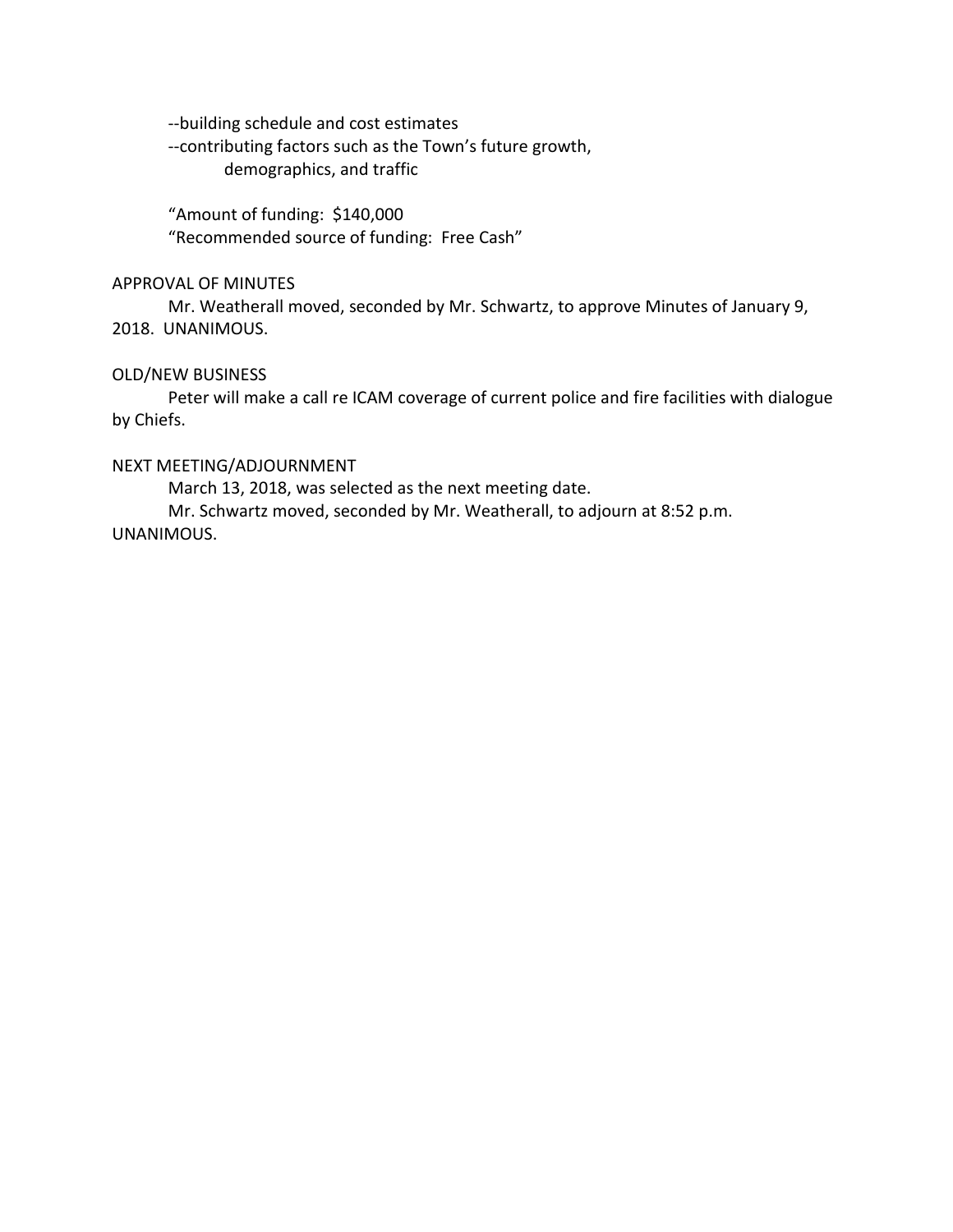--building schedule and cost estimates
--contributing factors such as the Town's future growth, demographics, and traffic

"Amount of funding: $140,000
"Recommended source of funding: Free Cash"

APPROVAL OF MINUTES

Mr. Weatherall moved, seconded by Mr. Schwartz, to approve Minutes of January 9, 2018. UNANIMOUS.

OLD/NEW BUSINESS

Peter will make a call re ICAM coverage of current police and fire facilities with dialogue by Chiefs.

NEXT MEETING/ADJOURNMENT

March 13, 2018, was selected as the next meeting date.

Mr. Schwartz moved, seconded by Mr. Weatherall, to adjourn at 8:52 p.m. UNANIMOUS.